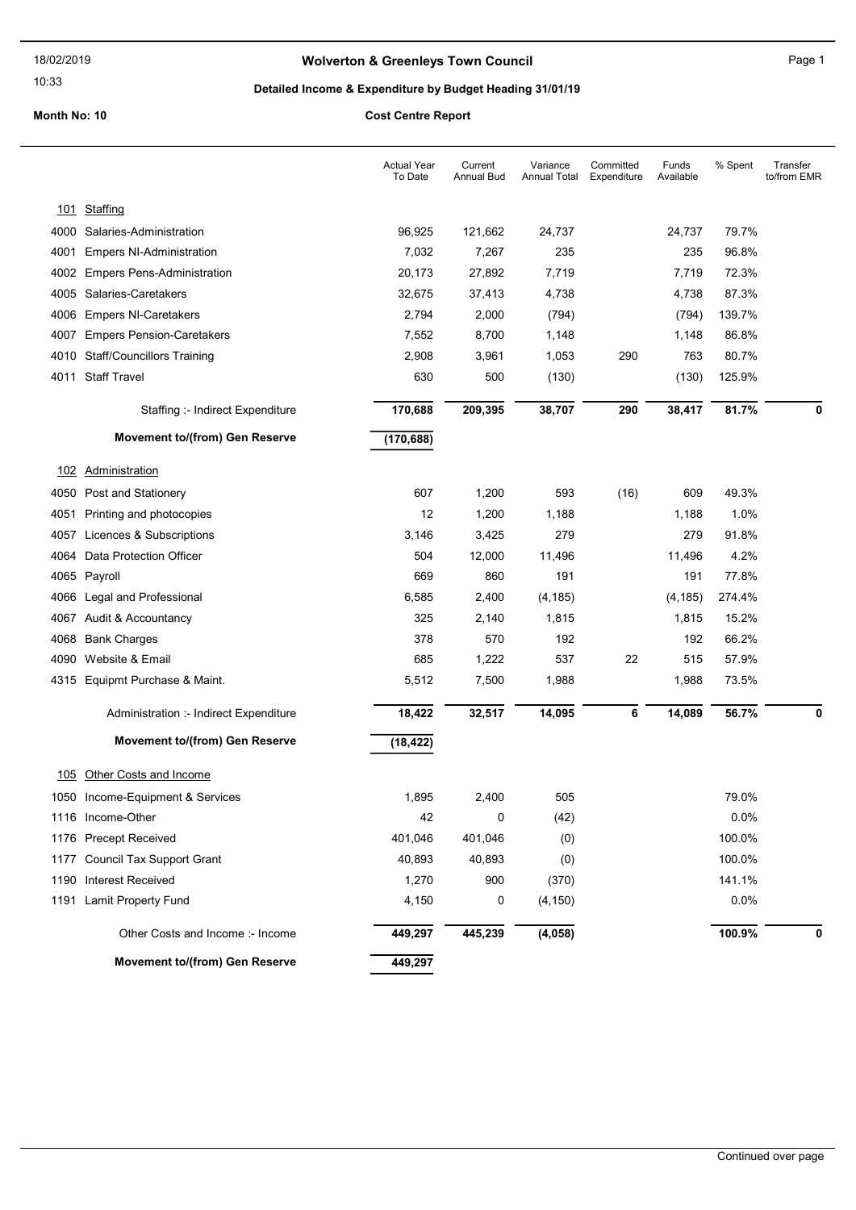# Wolverton & Greenleys Town Council

## Detailed Income & Expenditure by Budget Heading 31/01/19

**Month No: 10** | **Cost Centre Report**

| | | Actual Year To Date | Current Annual Bud | Variance Annual Total | Committed Expenditure | Funds Available | % Spent | Transfer to/from EMR |
|---|---|---|---|---|---|---|---|---|
| **101** | **Staffing** | | | | | | | |
| 4000 | Salaries-Administration | 96,925 | 121,662 | 24,737 | | 24,737 | 79.7% | |
| 4001 | Empers NI-Administration | 7,032 | 7,267 | 235 | | 235 | 96.8% | |
| 4002 | Empers Pens-Administration | 20,173 | 27,892 | 7,719 | | 7,719 | 72.3% | |
| 4005 | Salaries-Caretakers | 32,675 | 37,413 | 4,738 | | 4,738 | 87.3% | |
| 4006 | Empers NI-Caretakers | 2,794 | 2,000 | (794) | | (794) | 139.7% | |
| 4007 | Empers Pension-Caretakers | 7,552 | 8,700 | 1,148 | | 1,148 | 86.8% | |
| 4010 | Staff/Councillors Training | 2,908 | 3,961 | 1,053 | 290 | 763 | 80.7% | |
| 4011 | Staff Travel | 630 | 500 | (130) | | (130) | 125.9% | |
| | Staffing :- Indirect Expenditure | **170,688** | **209,395** | **38,707** | **290** | **38,417** | **81.7%** | **0** |
| | **Movement to/(from) Gen Reserve** | **(170,688)** | | | | | | |
| **102** | **Administration** | | | | | | | |
| 4050 | Post and Stationery | 607 | 1,200 | 593 | (16) | 609 | 49.3% | |
| 4051 | Printing and photocopies | 12 | 1,200 | 1,188 | | 1,188 | 1.0% | |
| 4057 | Licences & Subscriptions | 3,146 | 3,425 | 279 | | 279 | 91.8% | |
| 4064 | Data Protection Officer | 504 | 12,000 | 11,496 | | 11,496 | 4.2% | |
| 4065 | Payroll | 669 | 860 | 191 | | 191 | 77.8% | |
| 4066 | Legal and Professional | 6,585 | 2,400 | (4,185) | | (4,185) | 274.4% | |
| 4067 | Audit & Accountancy | 325 | 2,140 | 1,815 | | 1,815 | 15.2% | |
| 4068 | Bank Charges | 378 | 570 | 192 | | 192 | 66.2% | |
| 4090 | Website & Email | 685 | 1,222 | 537 | 22 | 515 | 57.9% | |
| 4315 | Equipmt Purchase & Maint. | 5,512 | 7,500 | 1,988 | | 1,988 | 73.5% | |
| | Administration :- Indirect Expenditure | **18,422** | **32,517** | **14,095** | **6** | **14,089** | **56.7%** | **0** |
| | **Movement to/(from) Gen Reserve** | **(18,422)** | | | | | | |
| **105** | **Other Costs and Income** | | | | | | | |
| 1050 | Income-Equipment & Services | 1,895 | 2,400 | 505 | | | 79.0% | |
| 1116 | Income-Other | 42 | 0 | (42) | | | 0.0% | |
| 1176 | Precept Received | 401,046 | 401,046 | (0) | | | 100.0% | |
| 1177 | Council Tax Support Grant | 40,893 | 40,893 | (0) | | | 100.0% | |
| 1190 | Interest Received | 1,270 | 900 | (370) | | | 141.1% | |
| 1191 | Lamit Property Fund | 4,150 | 0 | (4,150) | | | 0.0% | |
| | Other Costs and Income :- Income | **449,297** | **445,239** | **(4,058)** | | | **100.9%** | **0** |
| | **Movement to/(from) Gen Reserve** | **449,297** | | | | | | |

Continued over page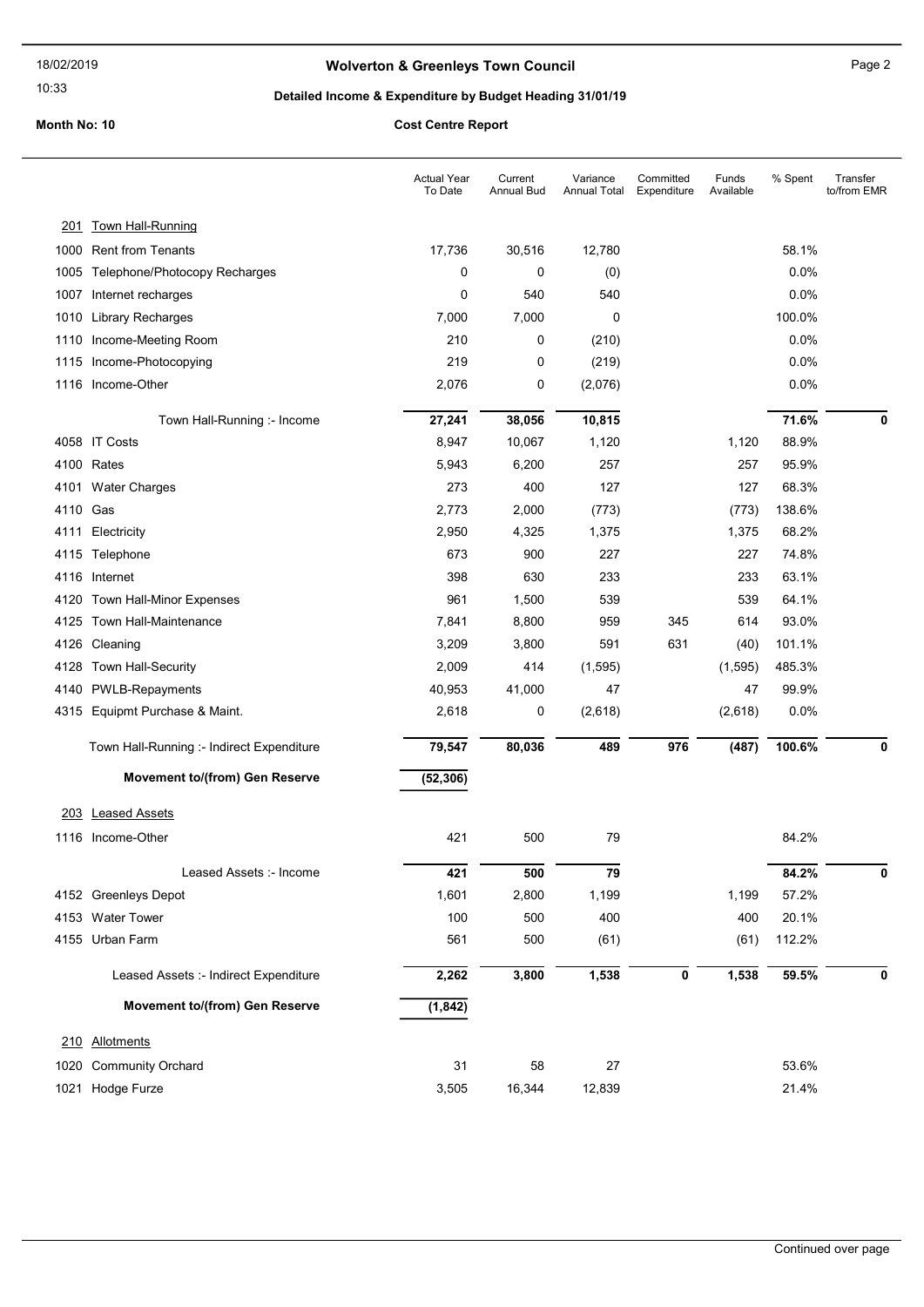**Wolverton & Greenleys Town Council**

**Detailed Income & Expenditure by Budget Heading 31/01/19**

**Month No: 10** **Cost Centre Report**

| | | Actual Year To Date | Current Annual Bud | Variance Annual Total | Committed Expenditure | Funds Available | % Spent | Transfer to/from EMR |
|---|---|---|---|---|---|---|---|---|
| 201 | Town Hall-Running | | | | | | | |
| 1000 | Rent from Tenants | 17,736 | 30,516 | 12,780 | | | 58.1% | |
| 1005 | Telephone/Photocopy Recharges | 0 | 0 | (0) | | | 0.0% | |
| 1007 | Internet recharges | 0 | 540 | 540 | | | 0.0% | |
| 1010 | Library Recharges | 7,000 | 7,000 | 0 | | | 100.0% | |
| 1110 | Income-Meeting Room | 210 | 0 | (210) | | | 0.0% | |
| 1115 | Income-Photocopying | 219 | 0 | (219) | | | 0.0% | |
| 1116 | Income-Other | 2,076 | 0 | (2,076) | | | 0.0% | |
| | Town Hall-Running :- Income | **27,241** | **38,056** | **10,815** | | | **71.6%** | **0** |
| 4058 | IT Costs | 8,947 | 10,067 | 1,120 | | 1,120 | 88.9% | |
| 4100 | Rates | 5,943 | 6,200 | 257 | | 257 | 95.9% | |
| 4101 | Water Charges | 273 | 400 | 127 | | 127 | 68.3% | |
| 4110 | Gas | 2,773 | 2,000 | (773) | | (773) | 138.6% | |
| 4111 | Electricity | 2,950 | 4,325 | 1,375 | | 1,375 | 68.2% | |
| 4115 | Telephone | 673 | 900 | 227 | | 227 | 74.8% | |
| 4116 | Internet | 398 | 630 | 233 | | 233 | 63.1% | |
| 4120 | Town Hall-Minor Expenses | 961 | 1,500 | 539 | | 539 | 64.1% | |
| 4125 | Town Hall-Maintenance | 7,841 | 8,800 | 959 | 345 | 614 | 93.0% | |
| 4126 | Cleaning | 3,209 | 3,800 | 591 | 631 | (40) | 101.1% | |
| 4128 | Town Hall-Security | 2,009 | 414 | (1,595) | | (1,595) | 485.3% | |
| 4140 | PWLB-Repayments | 40,953 | 41,000 | 47 | | 47 | 99.9% | |
| 4315 | Equipmt Purchase & Maint. | 2,618 | 0 | (2,618) | | (2,618) | 0.0% | |
| | Town Hall-Running :- Indirect Expenditure | **79,547** | **80,036** | **489** | **976** | **(487)** | **100.6%** | **0** |
| | **Movement to/(from) Gen Reserve** | **(52,306)** | | | | | | |
| 203 | Leased Assets | | | | | | | |
| 1116 | Income-Other | 421 | 500 | 79 | | | 84.2% | |
| | Leased Assets :- Income | **421** | **500** | **79** | | | **84.2%** | **0** |
| 4152 | Greenleys Depot | 1,601 | 2,800 | 1,199 | | 1,199 | 57.2% | |
| 4153 | Water Tower | 100 | 500 | 400 | | 400 | 20.1% | |
| 4155 | Urban Farm | 561 | 500 | (61) | | (61) | 112.2% | |
| | Leased Assets :- Indirect Expenditure | **2,262** | **3,800** | **1,538** | **0** | **1,538** | **59.5%** | **0** |
| | **Movement to/(from) Gen Reserve** | **(1,842)** | | | | | | |
| 210 | Allotments | | | | | | | |
| 1020 | Community Orchard | 31 | 58 | 27 | | | 53.6% | |
| 1021 | Hodge Furze | 3,505 | 16,344 | 12,839 | | | 21.4% | |

Continued over page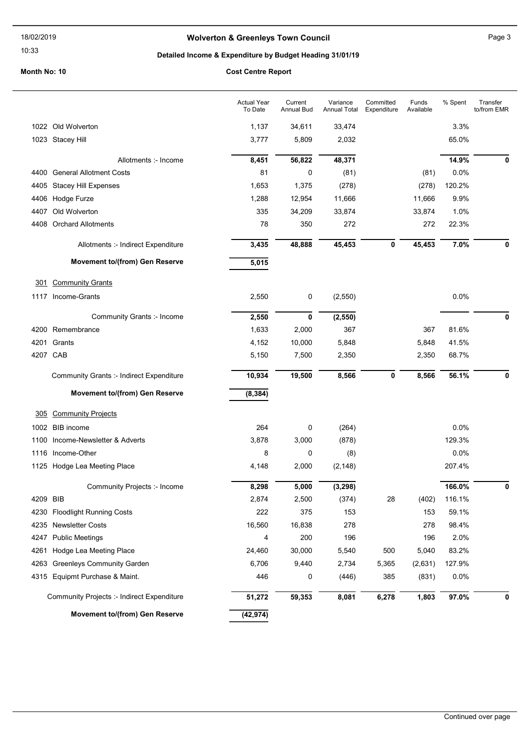# Wolverton & Greenleys Town Council

## Detailed Income & Expenditure by Budget Heading 31/01/19

**Month No: 10** — **Cost Centre Report**

| | | Actual Year To Date | Current Annual Bud | Variance Annual Total | Committed Expenditure | Funds Available | % Spent | Transfer to/from EMR |
|---|---|---|---|---|---|---|---|---|
| 1022 | Old Wolverton | 1,137 | 34,611 | 33,474 | | | 3.3% | |
| 1023 | Stacey Hill | 3,777 | 5,809 | 2,032 | | | 65.0% | |
| | Allotments :- Income | **8,451** | **56,822** | **48,371** | | | **14.9%** | **0** |
| 4400 | General Allotment Costs | 81 | 0 | (81) | | (81) | 0.0% | |
| 4405 | Stacey Hill Expenses | 1,653 | 1,375 | (278) | | (278) | 120.2% | |
| 4406 | Hodge Furze | 1,288 | 12,954 | 11,666 | | 11,666 | 9.9% | |
| 4407 | Old Wolverton | 335 | 34,209 | 33,874 | | 33,874 | 1.0% | |
| 4408 | Orchard Allotments | 78 | 350 | 272 | | 272 | 22.3% | |
| | Allotments :- Indirect Expenditure | **3,435** | **48,888** | **45,453** | **0** | **45,453** | **7.0%** | **0** |
| | **Movement to/(from) Gen Reserve** | **5,015** | | | | | | |
| 301 | Community Grants | | | | | | | |
| 1117 | Income-Grants | 2,550 | 0 | (2,550) | | | 0.0% | |
| | Community Grants :- Income | **2,550** | **0** | **(2,550)** | | | | **0** |
| 4200 | Remembrance | 1,633 | 2,000 | 367 | | 367 | 81.6% | |
| 4201 | Grants | 4,152 | 10,000 | 5,848 | | 5,848 | 41.5% | |
| 4207 | CAB | 5,150 | 7,500 | 2,350 | | 2,350 | 68.7% | |
| | Community Grants :- Indirect Expenditure | **10,934** | **19,500** | **8,566** | **0** | **8,566** | **56.1%** | **0** |
| | **Movement to/(from) Gen Reserve** | **(8,384)** | | | | | | |
| 305 | Community Projects | | | | | | | |
| 1002 | BIB income | 264 | 0 | (264) | | | 0.0% | |
| 1100 | Income-Newsletter & Adverts | 3,878 | 3,000 | (878) | | | 129.3% | |
| 1116 | Income-Other | 8 | 0 | (8) | | | 0.0% | |
| 1125 | Hodge Lea Meeting Place | 4,148 | 2,000 | (2,148) | | | 207.4% | |
| | Community Projects :- Income | **8,298** | **5,000** | **(3,298)** | | | **166.0%** | **0** |
| 4209 | BIB | 2,874 | 2,500 | (374) | 28 | (402) | 116.1% | |
| 4230 | Floodlight Running Costs | 222 | 375 | 153 | | 153 | 59.1% | |
| 4235 | Newsletter Costs | 16,560 | 16,838 | 278 | | 278 | 98.4% | |
| 4247 | Public Meetings | 4 | 200 | 196 | | 196 | 2.0% | |
| 4261 | Hodge Lea Meeting Place | 24,460 | 30,000 | 5,540 | 500 | 5,040 | 83.2% | |
| 4263 | Greenleys Community Garden | 6,706 | 9,440 | 2,734 | 5,365 | (2,631) | 127.9% | |
| 4315 | Equipmt Purchase & Maint. | 446 | 0 | (446) | 385 | (831) | 0.0% | |
| | Community Projects :- Indirect Expenditure | **51,272** | **59,353** | **8,081** | **6,278** | **1,803** | **97.0%** | **0** |
| | **Movement to/(from) Gen Reserve** | **(42,974)** | | | | | | |

Continued over page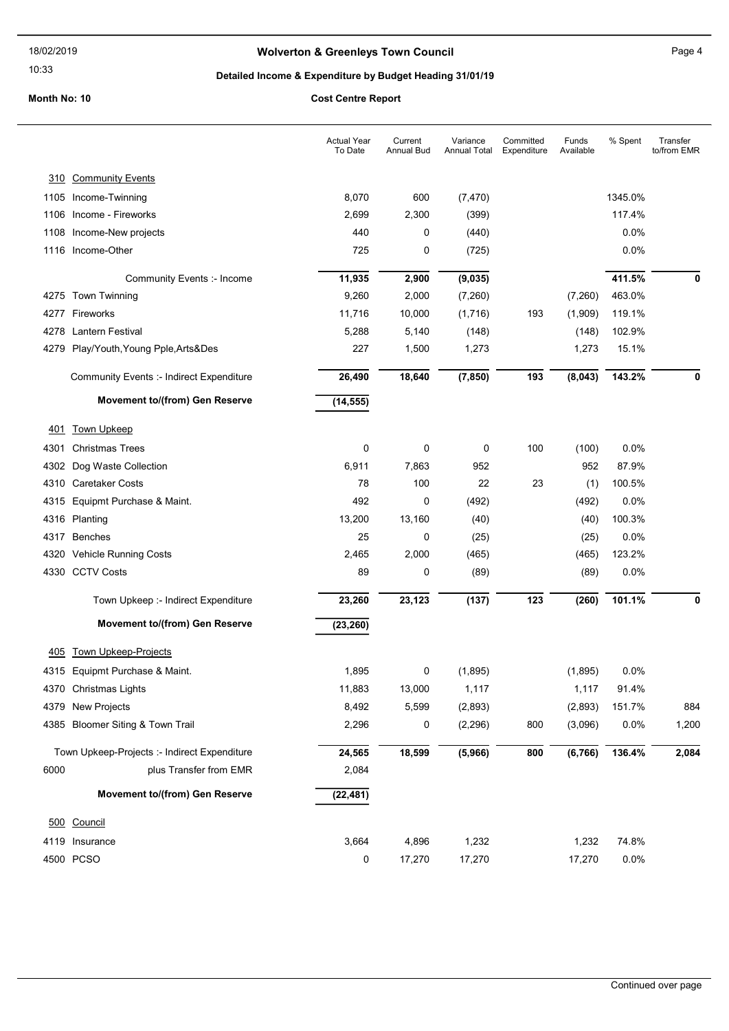**Wolverton & Greenleys Town Council**

**Detailed Income & Expenditure by Budget Heading 31/01/19**

**Month No: 10** | **Cost Centre Report**

| | | Actual Year To Date | Current Annual Bud | Variance Annual Total | Committed Expenditure | Funds Available | % Spent | Transfer to/from EMR |
|---|---|---|---|---|---|---|---|---|
| 310 | Community Events | | | | | | | |
| 1105 | Income-Twinning | 8,070 | 600 | (7,470) | | | 1345.0% | |
| 1106 | Income - Fireworks | 2,699 | 2,300 | (399) | | | 117.4% | |
| 1108 | Income-New projects | 440 | 0 | (440) | | | 0.0% | |
| 1116 | Income-Other | 725 | 0 | (725) | | | 0.0% | |
| | Community Events :- Income | **11,935** | **2,900** | **(9,035)** | | | **411.5%** | **0** |
| 4275 | Town Twinning | 9,260 | 2,000 | (7,260) | | (7,260) | 463.0% | |
| 4277 | Fireworks | 11,716 | 10,000 | (1,716) | 193 | (1,909) | 119.1% | |
| 4278 | Lantern Festival | 5,288 | 5,140 | (148) | | (148) | 102.9% | |
| 4279 | Play/Youth,Young Pple,Arts&Des | 227 | 1,500 | 1,273 | | 1,273 | 15.1% | |
| | Community Events :- Indirect Expenditure | **26,490** | **18,640** | **(7,850)** | **193** | **(8,043)** | **143.2%** | **0** |
| | **Movement to/(from) Gen Reserve** | **(14,555)** | | | | | | |
| 401 | Town Upkeep | | | | | | | |
| 4301 | Christmas Trees | 0 | 0 | 0 | 100 | (100) | 0.0% | |
| 4302 | Dog Waste Collection | 6,911 | 7,863 | 952 | | 952 | 87.9% | |
| 4310 | Caretaker Costs | 78 | 100 | 22 | 23 | (1) | 100.5% | |
| 4315 | Equipmt Purchase & Maint. | 492 | 0 | (492) | | (492) | 0.0% | |
| 4316 | Planting | 13,200 | 13,160 | (40) | | (40) | 100.3% | |
| 4317 | Benches | 25 | 0 | (25) | | (25) | 0.0% | |
| 4320 | Vehicle Running Costs | 2,465 | 2,000 | (465) | | (465) | 123.2% | |
| 4330 | CCTV Costs | 89 | 0 | (89) | | (89) | 0.0% | |
| | Town Upkeep :- Indirect Expenditure | **23,260** | **23,123** | **(137)** | **123** | **(260)** | **101.1%** | **0** |
| | **Movement to/(from) Gen Reserve** | **(23,260)** | | | | | | |
| 405 | Town Upkeep-Projects | | | | | | | |
| 4315 | Equipmt Purchase & Maint. | 1,895 | 0 | (1,895) | | (1,895) | 0.0% | |
| 4370 | Christmas Lights | 11,883 | 13,000 | 1,117 | | 1,117 | 91.4% | |
| 4379 | New Projects | 8,492 | 5,599 | (2,893) | | (2,893) | 151.7% | 884 |
| 4385 | Bloomer Siting & Town Trail | 2,296 | 0 | (2,296) | 800 | (3,096) | 0.0% | 1,200 |
| | Town Upkeep-Projects :- Indirect Expenditure | **24,565** | **18,599** | **(5,966)** | **800** | **(6,766)** | **136.4%** | **2,084** |
| 6000 | plus Transfer from EMR | 2,084 | | | | | | |
| | **Movement to/(from) Gen Reserve** | **(22,481)** | | | | | | |
| 500 | Council | | | | | | | |
| 4119 | Insurance | 3,664 | 4,896 | 1,232 | | 1,232 | 74.8% | |
| 4500 | PCSO | 0 | 17,270 | 17,270 | | 17,270 | 0.0% | |

Continued over page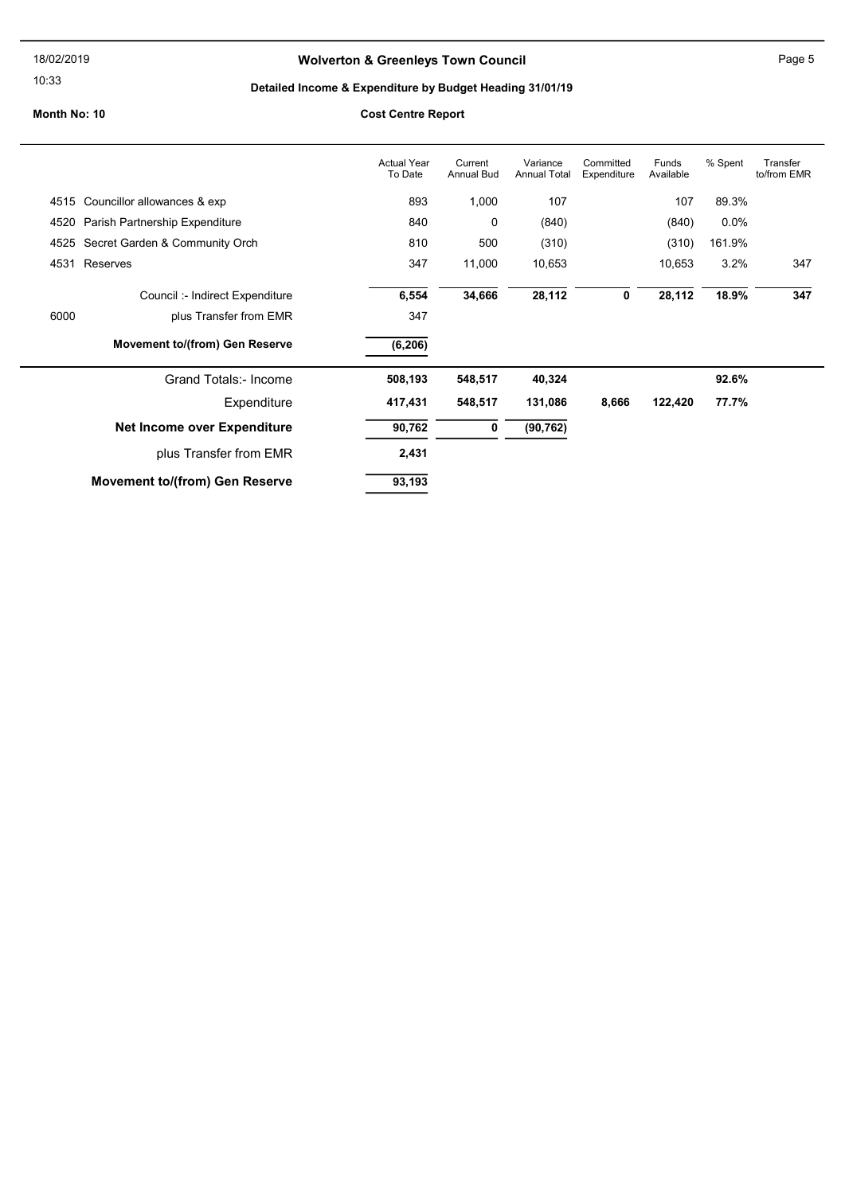**Wolverton & Greenleys Town Council**

**Detailed Income & Expenditure by Budget Heading 31/01/19**

**Month No: 10**

**Cost Centre Report**

| | | Actual Year To Date | Current Annual Bud | Variance Annual Total | Committed Expenditure | Funds Available | % Spent | Transfer to/from EMR |
|---|---|---|---|---|---|---|---|---|
| 4515 | Councillor allowances & exp | 893 | 1,000 | 107 | | 107 | 89.3% | |
| 4520 | Parish Partnership Expenditure | 840 | 0 | (840) | | (840) | 0.0% | |
| 4525 | Secret Garden & Community Orch | 810 | 500 | (310) | | (310) | 161.9% | |
| 4531 | Reserves | 347 | 11,000 | 10,653 | | 10,653 | 3.2% | 347 |
| | Council :- Indirect Expenditure | **6,554** | **34,666** | **28,112** | **0** | **28,112** | **18.9%** | **347** |
| 6000 | plus Transfer from EMR | 347 | | | | | | |
| | **Movement to/(from) Gen Reserve** | **(6,206)** | | | | | | |
| | Grand Totals:- Income | **508,193** | **548,517** | **40,324** | | | **92.6%** | |
| | Expenditure | **417,431** | **548,517** | **131,086** | **8,666** | **122,420** | **77.7%** | |
| | **Net Income over Expenditure** | **90,762** | **0** | **(90,762)** | | | | |
| | plus Transfer from EMR | **2,431** | | | | | | |
| | **Movement to/(from) Gen Reserve** | **93,193** | | | | | | |